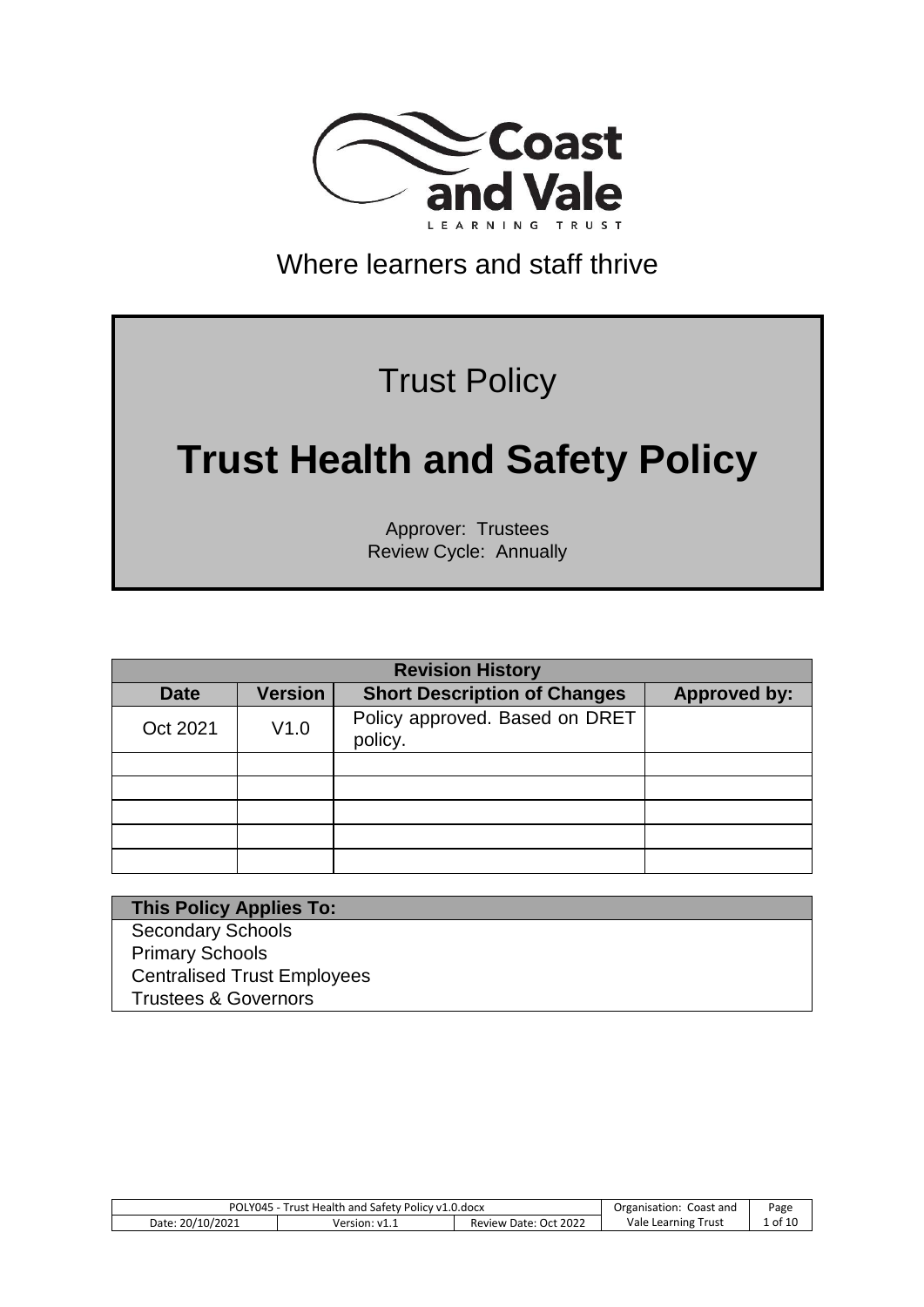Coast and Vale

LEARNING TRUST

Where learners and staff thrive

Trust Policy

# Trust Health and Safety Policy

Approver: Trustees
Review Cycle: Annually

| Revision History | | | |
|---|---|---|---|
| **Date** | **Version** | **Short Description of Changes** | **Approved by:** |
| Oct 2021 | V1.0 | Policy approved. Based on DRET policy. | |
| | | | |
| | | | |
| | | | |
| | | | |
| | | | |

| This Policy Applies To: |
|---|
| Secondary Schools |
| Primary Schools |
| Centralised Trust Employees |
| Trustees & Governors |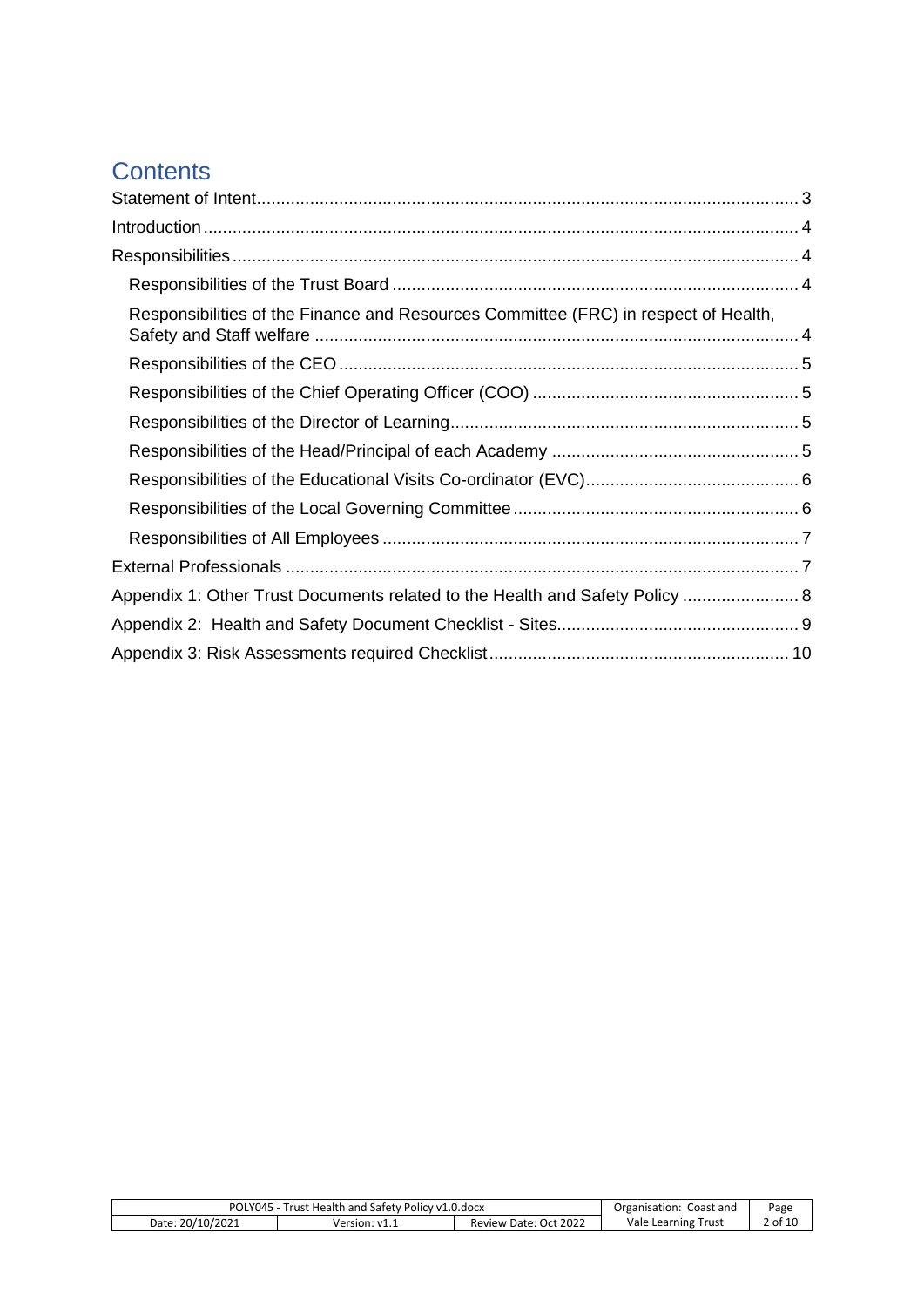# Contents

- Statement of Intent ........ 3
- Introduction ........ 4
- Responsibilities ........ 4
  - Responsibilities of the Trust Board ........ 4
  - Responsibilities of the Finance and Resources Committee (FRC) in respect of Health, Safety and Staff welfare ........ 4
  - Responsibilities of the CEO ........ 5
  - Responsibilities of the Chief Operating Officer (COO) ........ 5
  - Responsibilities of the Director of Learning ........ 5
  - Responsibilities of the Head/Principal of each Academy ........ 5
  - Responsibilities of the Educational Visits Co-ordinator (EVC) ........ 6
  - Responsibilities of the Local Governing Committee ........ 6
  - Responsibilities of All Employees ........ 7
- External Professionals ........ 7
- Appendix 1: Other Trust Documents related to the Health and Safety Policy ........ 8
- Appendix 2: Health and Safety Document Checklist - Sites ........ 9
- Appendix 3: Risk Assessments required Checklist ........ 10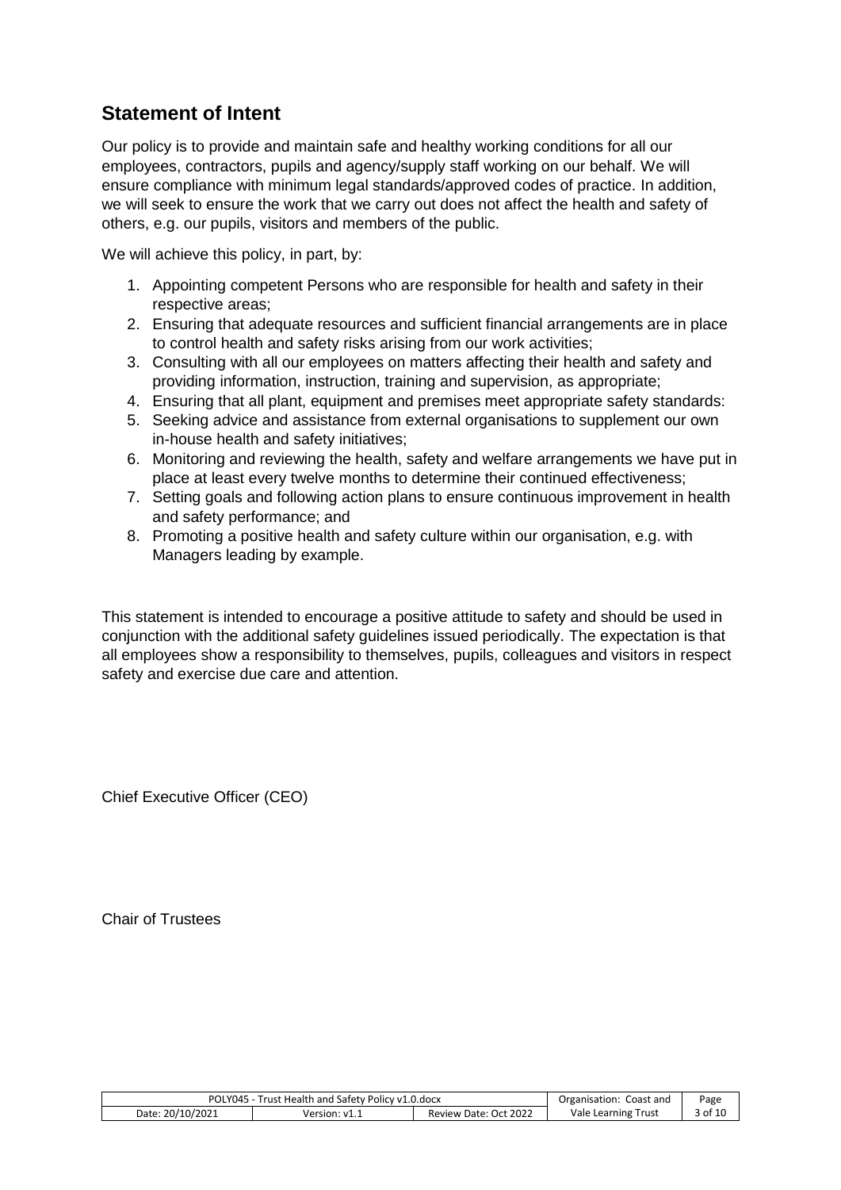## Statement of Intent

Our policy is to provide and maintain safe and healthy working conditions for all our employees, contractors, pupils and agency/supply staff working on our behalf. We will ensure compliance with minimum legal standards/approved codes of practice. In addition, we will seek to ensure the work that we carry out does not affect the health and safety of others, e.g. our pupils, visitors and members of the public.

We will achieve this policy, in part, by:

1. Appointing competent Persons who are responsible for health and safety in their respective areas;
2. Ensuring that adequate resources and sufficient financial arrangements are in place to control health and safety risks arising from our work activities;
3. Consulting with all our employees on matters affecting their health and safety and providing information, instruction, training and supervision, as appropriate;
4. Ensuring that all plant, equipment and premises meet appropriate safety standards:
5. Seeking advice and assistance from external organisations to supplement our own in-house health and safety initiatives;
6. Monitoring and reviewing the health, safety and welfare arrangements we have put in place at least every twelve months to determine their continued effectiveness;
7. Setting goals and following action plans to ensure continuous improvement in health and safety performance; and
8. Promoting a positive health and safety culture within our organisation, e.g. with Managers leading by example.

This statement is intended to encourage a positive attitude to safety and should be used in conjunction with the additional safety guidelines issued periodically. The expectation is that all employees show a responsibility to themselves, pupils, colleagues and visitors in respect safety and exercise due care and attention.

Chief Executive Officer (CEO)

Chair of Trustees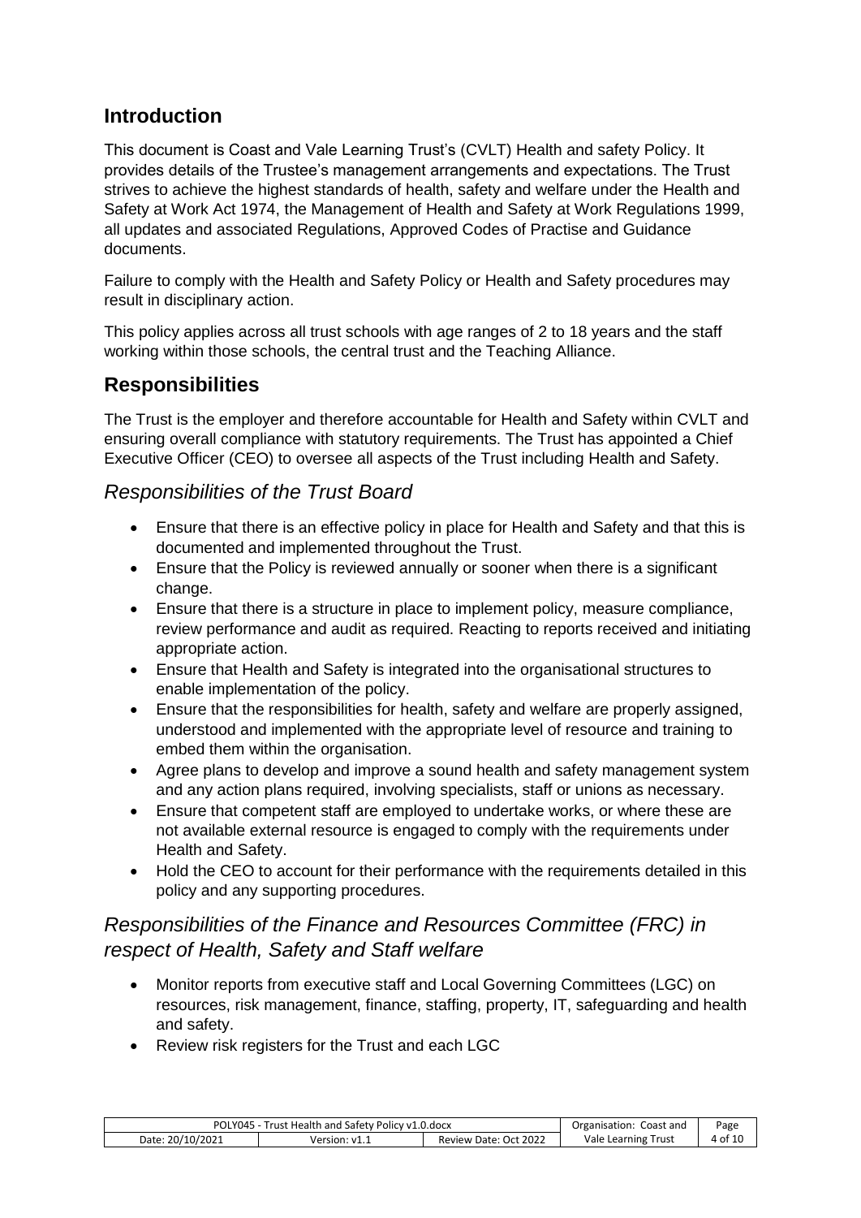## Introduction

This document is Coast and Vale Learning Trust's (CVLT) Health and safety Policy. It provides details of the Trustee's management arrangements and expectations. The Trust strives to achieve the highest standards of health, safety and welfare under the Health and Safety at Work Act 1974, the Management of Health and Safety at Work Regulations 1999, all updates and associated Regulations, Approved Codes of Practise and Guidance documents.

Failure to comply with the Health and Safety Policy or Health and Safety procedures may result in disciplinary action.

This policy applies across all trust schools with age ranges of 2 to 18 years and the staff working within those schools, the central trust and the Teaching Alliance.

## Responsibilities

The Trust is the employer and therefore accountable for Health and Safety within CVLT and ensuring overall compliance with statutory requirements. The Trust has appointed a Chief Executive Officer (CEO) to oversee all aspects of the Trust including Health and Safety.

### *Responsibilities of the Trust Board*

- Ensure that there is an effective policy in place for Health and Safety and that this is documented and implemented throughout the Trust.
- Ensure that the Policy is reviewed annually or sooner when there is a significant change.
- Ensure that there is a structure in place to implement policy, measure compliance, review performance and audit as required. Reacting to reports received and initiating appropriate action.
- Ensure that Health and Safety is integrated into the organisational structures to enable implementation of the policy.
- Ensure that the responsibilities for health, safety and welfare are properly assigned, understood and implemented with the appropriate level of resource and training to embed them within the organisation.
- Agree plans to develop and improve a sound health and safety management system and any action plans required, involving specialists, staff or unions as necessary.
- Ensure that competent staff are employed to undertake works, or where these are not available external resource is engaged to comply with the requirements under Health and Safety.
- Hold the CEO to account for their performance with the requirements detailed in this policy and any supporting procedures.

### *Responsibilities of the Finance and Resources Committee (FRC) in respect of Health, Safety and Staff welfare*

- Monitor reports from executive staff and Local Governing Committees (LGC) on resources, risk management, finance, staffing, property, IT, safeguarding and health and safety.
- Review risk registers for the Trust and each LGC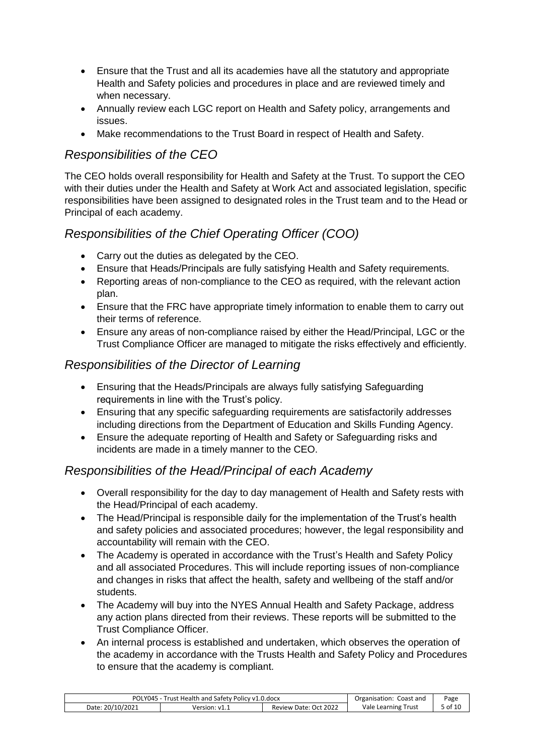- Ensure that the Trust and all its academies have all the statutory and appropriate Health and Safety policies and procedures in place and are reviewed timely and when necessary.
- Annually review each LGC report on Health and Safety policy, arrangements and issues.
- Make recommendations to the Trust Board in respect of Health and Safety.

## *Responsibilities of the CEO*

The CEO holds overall responsibility for Health and Safety at the Trust. To support the CEO with their duties under the Health and Safety at Work Act and associated legislation, specific responsibilities have been assigned to designated roles in the Trust team and to the Head or Principal of each academy.

## *Responsibilities of the Chief Operating Officer (COO)*

- Carry out the duties as delegated by the CEO.
- Ensure that Heads/Principals are fully satisfying Health and Safety requirements.
- Reporting areas of non-compliance to the CEO as required, with the relevant action plan.
- Ensure that the FRC have appropriate timely information to enable them to carry out their terms of reference.
- Ensure any areas of non-compliance raised by either the Head/Principal, LGC or the Trust Compliance Officer are managed to mitigate the risks effectively and efficiently.

## *Responsibilities of the Director of Learning*

- Ensuring that the Heads/Principals are always fully satisfying Safeguarding requirements in line with the Trust's policy.
- Ensuring that any specific safeguarding requirements are satisfactorily addresses including directions from the Department of Education and Skills Funding Agency.
- Ensure the adequate reporting of Health and Safety or Safeguarding risks and incidents are made in a timely manner to the CEO.

## *Responsibilities of the Head/Principal of each Academy*

- Overall responsibility for the day to day management of Health and Safety rests with the Head/Principal of each academy.
- The Head/Principal is responsible daily for the implementation of the Trust's health and safety policies and associated procedures; however, the legal responsibility and accountability will remain with the CEO.
- The Academy is operated in accordance with the Trust's Health and Safety Policy and all associated Procedures. This will include reporting issues of non-compliance and changes in risks that affect the health, safety and wellbeing of the staff and/or students.
- The Academy will buy into the NYES Annual Health and Safety Package, address any action plans directed from their reviews. These reports will be submitted to the Trust Compliance Officer.
- An internal process is established and undertaken, which observes the operation of the academy in accordance with the Trusts Health and Safety Policy and Procedures to ensure that the academy is compliant.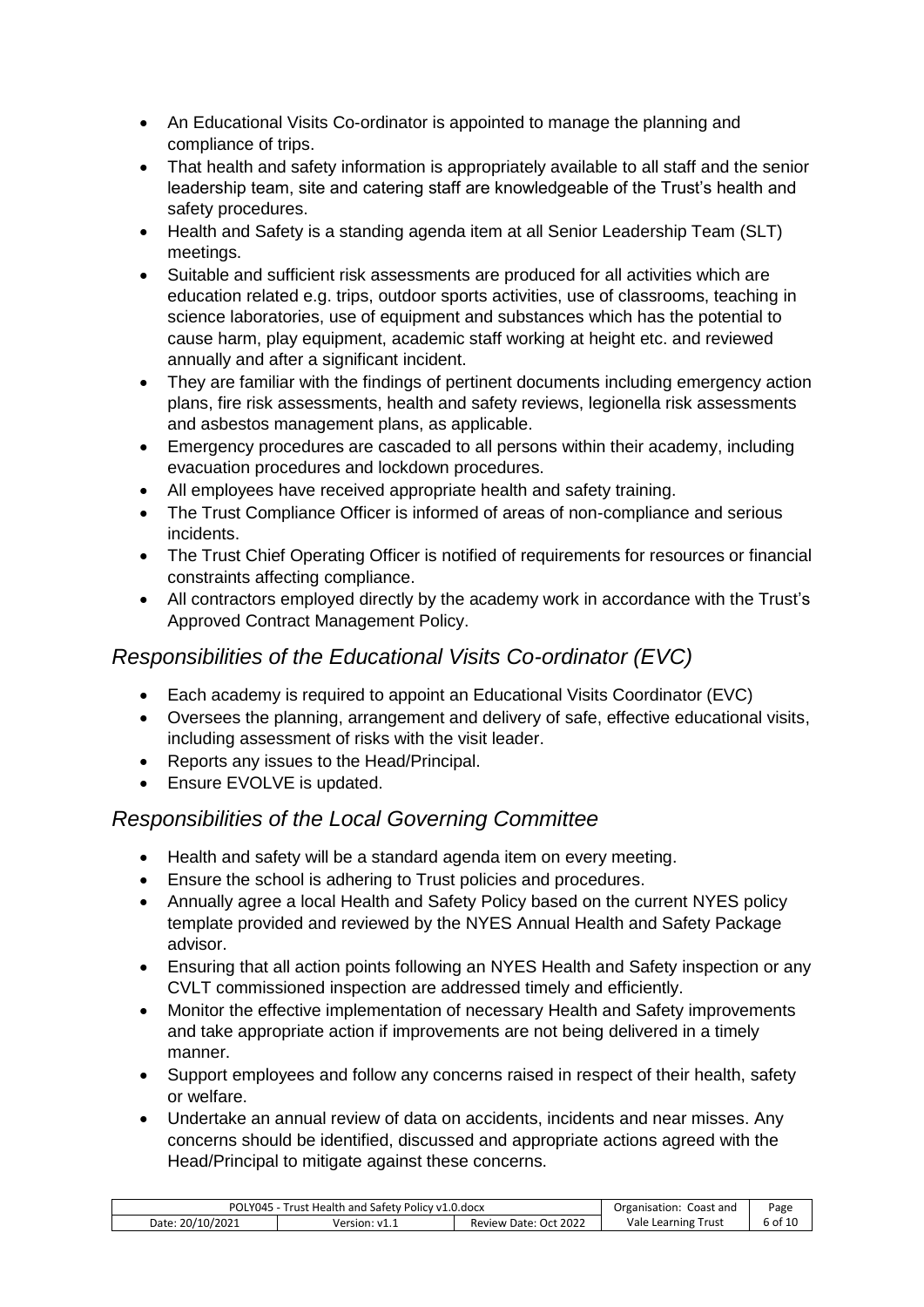- An Educational Visits Co-ordinator is appointed to manage the planning and compliance of trips.
- That health and safety information is appropriately available to all staff and the senior leadership team, site and catering staff are knowledgeable of the Trust's health and safety procedures.
- Health and Safety is a standing agenda item at all Senior Leadership Team (SLT) meetings.
- Suitable and sufficient risk assessments are produced for all activities which are education related e.g. trips, outdoor sports activities, use of classrooms, teaching in science laboratories, use of equipment and substances which has the potential to cause harm, play equipment, academic staff working at height etc. and reviewed annually and after a significant incident.
- They are familiar with the findings of pertinent documents including emergency action plans, fire risk assessments, health and safety reviews, legionella risk assessments and asbestos management plans, as applicable.
- Emergency procedures are cascaded to all persons within their academy, including evacuation procedures and lockdown procedures.
- All employees have received appropriate health and safety training.
- The Trust Compliance Officer is informed of areas of non-compliance and serious incidents.
- The Trust Chief Operating Officer is notified of requirements for resources or financial constraints affecting compliance.
- All contractors employed directly by the academy work in accordance with the Trust's Approved Contract Management Policy.

## *Responsibilities of the Educational Visits Co-ordinator (EVC)*

- Each academy is required to appoint an Educational Visits Coordinator (EVC)
- Oversees the planning, arrangement and delivery of safe, effective educational visits, including assessment of risks with the visit leader.
- Reports any issues to the Head/Principal.
- Ensure EVOLVE is updated.

## *Responsibilities of the Local Governing Committee*

- Health and safety will be a standard agenda item on every meeting.
- Ensure the school is adhering to Trust policies and procedures.
- Annually agree a local Health and Safety Policy based on the current NYES policy template provided and reviewed by the NYES Annual Health and Safety Package advisor.
- Ensuring that all action points following an NYES Health and Safety inspection or any CVLT commissioned inspection are addressed timely and efficiently.
- Monitor the effective implementation of necessary Health and Safety improvements and take appropriate action if improvements are not being delivered in a timely manner.
- Support employees and follow any concerns raised in respect of their health, safety or welfare.
- Undertake an annual review of data on accidents, incidents and near misses. Any concerns should be identified, discussed and appropriate actions agreed with the Head/Principal to mitigate against these concerns.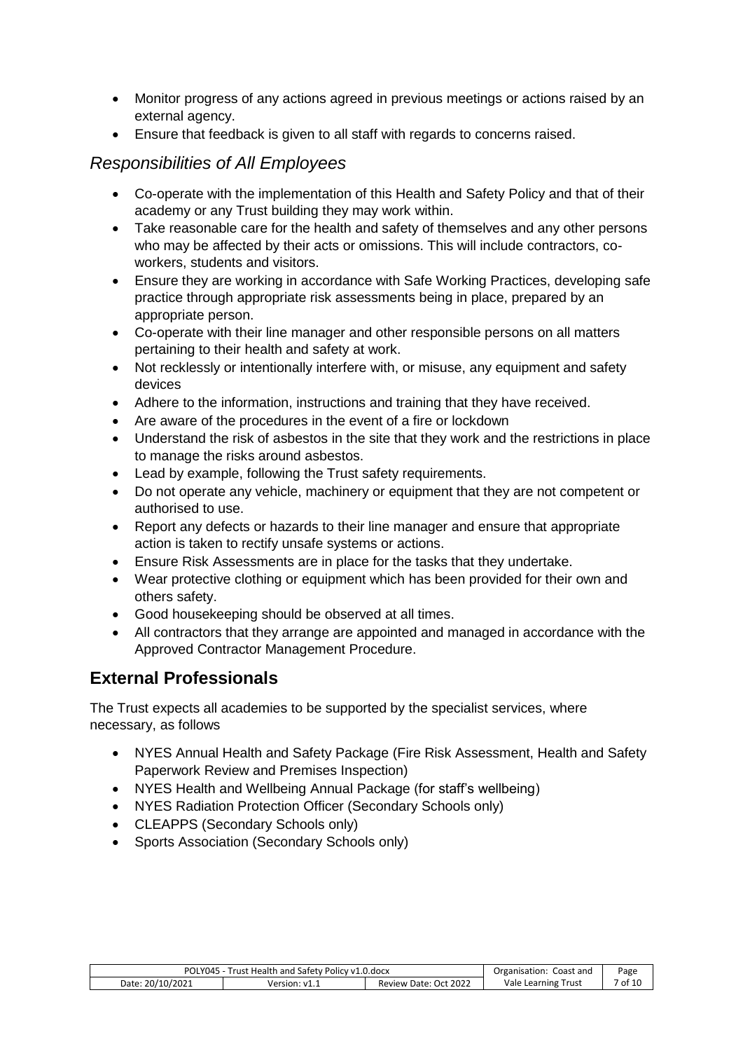- Monitor progress of any actions agreed in previous meetings or actions raised by an external agency.
- Ensure that feedback is given to all staff with regards to concerns raised.

### *Responsibilities of All Employees*

- Co-operate with the implementation of this Health and Safety Policy and that of their academy or any Trust building they may work within.
- Take reasonable care for the health and safety of themselves and any other persons who may be affected by their acts or omissions. This will include contractors, co-workers, students and visitors.
- Ensure they are working in accordance with Safe Working Practices, developing safe practice through appropriate risk assessments being in place, prepared by an appropriate person.
- Co-operate with their line manager and other responsible persons on all matters pertaining to their health and safety at work.
- Not recklessly or intentionally interfere with, or misuse, any equipment and safety devices
- Adhere to the information, instructions and training that they have received.
- Are aware of the procedures in the event of a fire or lockdown
- Understand the risk of asbestos in the site that they work and the restrictions in place to manage the risks around asbestos.
- Lead by example, following the Trust safety requirements.
- Do not operate any vehicle, machinery or equipment that they are not competent or authorised to use.
- Report any defects or hazards to their line manager and ensure that appropriate action is taken to rectify unsafe systems or actions.
- Ensure Risk Assessments are in place for the tasks that they undertake.
- Wear protective clothing or equipment which has been provided for their own and others safety.
- Good housekeeping should be observed at all times.
- All contractors that they arrange are appointed and managed in accordance with the Approved Contractor Management Procedure.

## External Professionals

The Trust expects all academies to be supported by the specialist services, where necessary, as follows

- NYES Annual Health and Safety Package (Fire Risk Assessment, Health and Safety Paperwork Review and Premises Inspection)
- NYES Health and Wellbeing Annual Package (for staff's wellbeing)
- NYES Radiation Protection Officer (Secondary Schools only)
- CLEAPPS (Secondary Schools only)
- Sports Association (Secondary Schools only)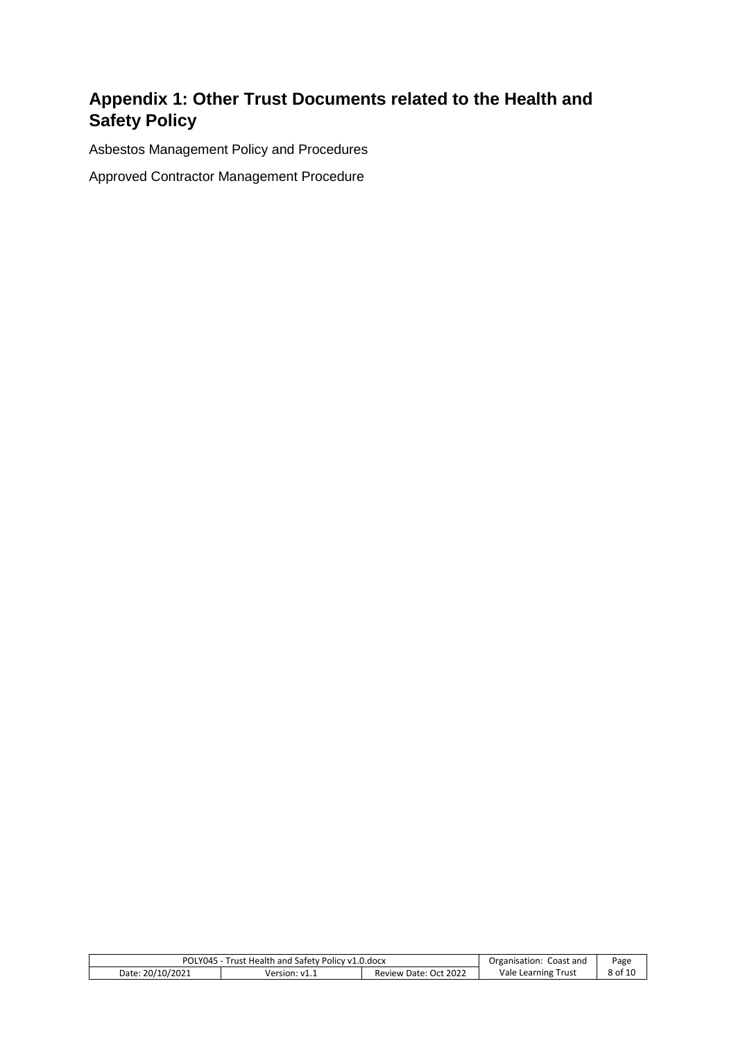## Appendix 1: Other Trust Documents related to the Health and Safety Policy

Asbestos Management Policy and Procedures

Approved Contractor Management Procedure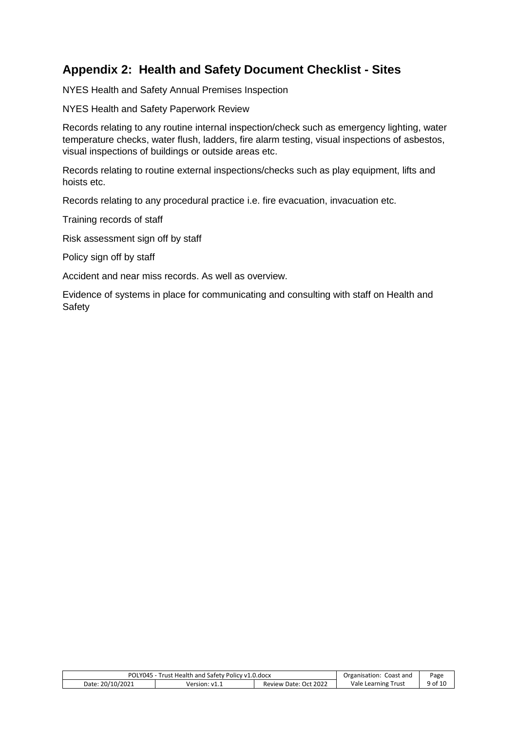## Appendix 2: Health and Safety Document Checklist - Sites

NYES Health and Safety Annual Premises Inspection

NYES Health and Safety Paperwork Review

Records relating to any routine internal inspection/check such as emergency lighting, water temperature checks, water flush, ladders, fire alarm testing, visual inspections of asbestos, visual inspections of buildings or outside areas etc.

Records relating to routine external inspections/checks such as play equipment, lifts and hoists etc.

Records relating to any procedural practice i.e. fire evacuation, invacuation etc.

Training records of staff

Risk assessment sign off by staff

Policy sign off by staff

Accident and near miss records. As well as overview.

Evidence of systems in place for communicating and consulting with staff on Health and Safety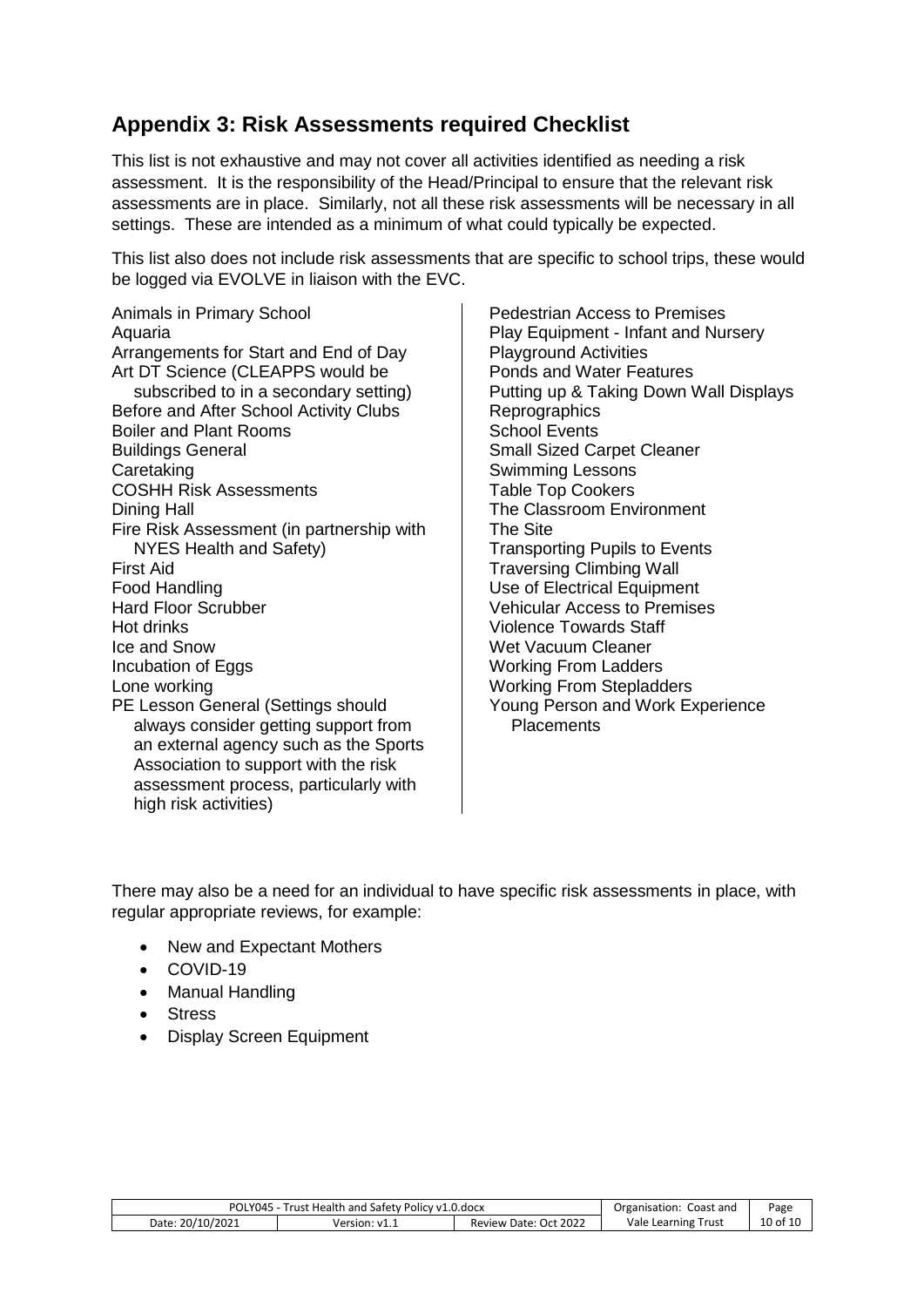## Appendix 3: Risk Assessments required Checklist

This list is not exhaustive and may not cover all activities identified as needing a risk assessment. It is the responsibility of the Head/Principal to ensure that the relevant risk assessments are in place. Similarly, not all these risk assessments will be necessary in all settings. These are intended as a minimum of what could typically be expected.

This list also does not include risk assessments that are specific to school trips, these would be logged via EVOLVE in liaison with the EVC.

Animals in Primary School
Aquaria
Arrangements for Start and End of Day
Art DT Science (CLEAPPS would be subscribed to in a secondary setting)
Before and After School Activity Clubs
Boiler and Plant Rooms
Buildings General
Caretaking
COSHH Risk Assessments
Dining Hall
Fire Risk Assessment (in partnership with NYES Health and Safety)
First Aid
Food Handling
Hard Floor Scrubber
Hot drinks
Ice and Snow
Incubation of Eggs
Lone working
PE Lesson General (Settings should always consider getting support from an external agency such as the Sports Association to support with the risk assessment process, particularly with high risk activities)
Pedestrian Access to Premises
Play Equipment - Infant and Nursery
Playground Activities
Ponds and Water Features
Putting up & Taking Down Wall Displays
Reprographics
School Events
Small Sized Carpet Cleaner
Swimming Lessons
Table Top Cookers
The Classroom Environment
The Site
Transporting Pupils to Events
Traversing Climbing Wall
Use of Electrical Equipment
Vehicular Access to Premises
Violence Towards Staff
Wet Vacuum Cleaner
Working From Ladders
Working From Stepladders
Young Person and Work Experience Placements

There may also be a need for an individual to have specific risk assessments in place, with regular appropriate reviews, for example:

- New and Expectant Mothers
- COVID-19
- Manual Handling
- Stress
- Display Screen Equipment